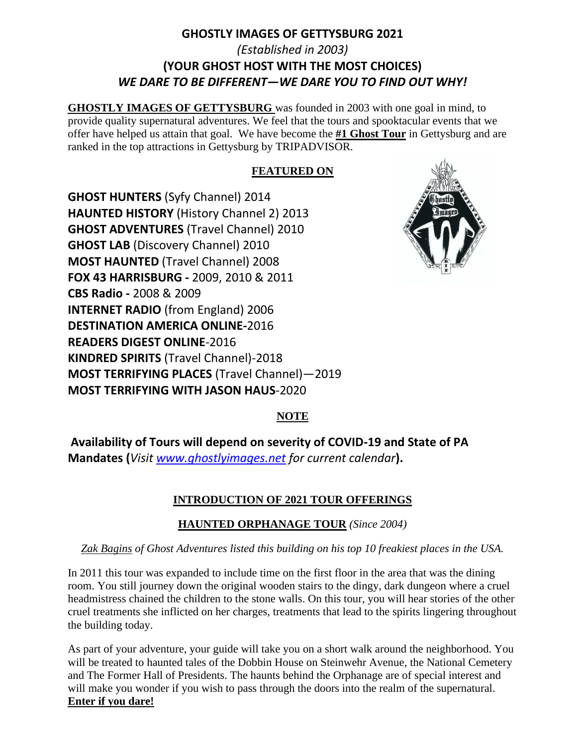# GHOSTLY IMAGES OF GETTYSBURG 2021

*(Established in 2003)*

## (YOUR GHOST HOST WITH THE MOST CHOICES)

## *WE DARE TO BE DIFFERENT—WE DARE YOU TO FIND OUT WHY!*

**GHOSTLY IMAGES OF GETTYSBURG** was founded in 2003 with one goal in mind, to provide quality supernatural adventures. We feel that the tours and spooktacular events that we offer have helped us attain that goal. We have become the **#1 Ghost Tour** in Gettysburg and are ranked in the top attractions in Gettysburg by TRIPADVISOR.

### FEATURED ON

**GHOST HUNTERS** (Syfy Channel) 2014
**HAUNTED HISTORY** (History Channel 2) 2013
**GHOST ADVENTURES** (Travel Channel) 2010
**GHOST LAB** (Discovery Channel) 2010
**MOST HAUNTED** (Travel Channel) 2008
**FOX 43 HARRISBURG -** 2009, 2010 & 2011
**CBS Radio -** 2008 & 2009
**INTERNET RADIO** (from England) 2006
**DESTINATION AMERICA ONLINE-**2016
**READERS DIGEST ONLINE**-2016
**KINDRED SPIRITS** (Travel Channel)-2018
**MOST TERRIFYING PLACES** (Travel Channel)—2019
**MOST TERRIFYING WITH JASON HAUS**-2020

### NOTE

**Availability of Tours will depend on severity of COVID-19 and State of PA Mandates (*Visit www.ghostlyimages.net for current calendar*).**

### INTRODUCTION OF 2021 TOUR OFFERINGS

### HAUNTED ORPHANAGE TOUR *(Since 2004)*

*Zak Bagins of Ghost Adventures listed this building on his top 10 freakiest places in the USA.*

In 2011 this tour was expanded to include time on the first floor in the area that was the dining room. You still journey down the original wooden stairs to the dingy, dark dungeon where a cruel headmistress chained the children to the stone walls. On this tour, you will hear stories of the other cruel treatments she inflicted on her charges, treatments that lead to the spirits lingering throughout the building today.

As part of your adventure, your guide will take you on a short walk around the neighborhood. You will be treated to haunted tales of the Dobbin House on Steinwehr Avenue, the National Cemetery and The Former Hall of Presidents. The haunts behind the Orphanage are of special interest and will make you wonder if you wish to pass through the doors into the realm of the supernatural. **Enter if you dare!**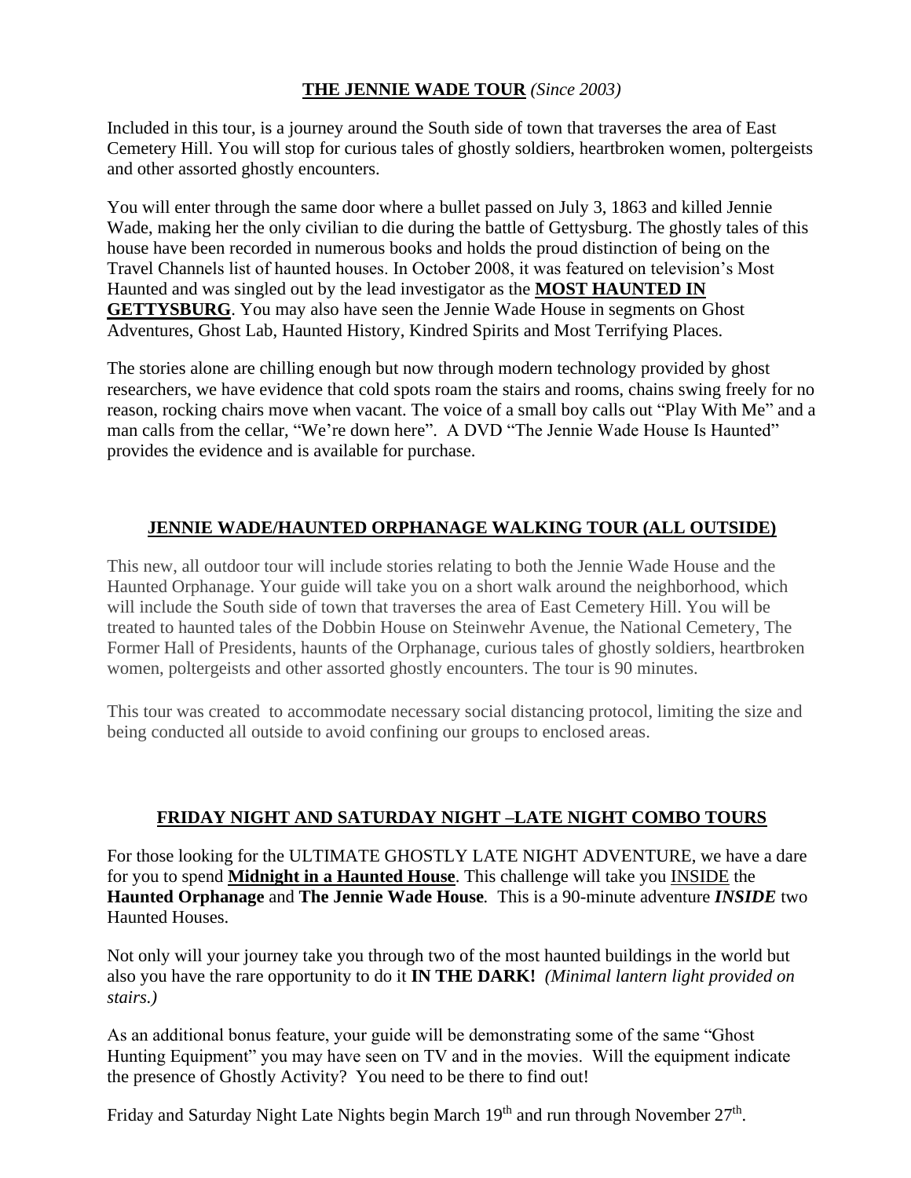## THE JENNIE WADE TOUR *(Since 2003)*

Included in this tour, is a journey around the South side of town that traverses the area of East Cemetery Hill. You will stop for curious tales of ghostly soldiers, heartbroken women, poltergeists and other assorted ghostly encounters.

You will enter through the same door where a bullet passed on July 3, 1863 and killed Jennie Wade, making her the only civilian to die during the battle of Gettysburg. The ghostly tales of this house have been recorded in numerous books and holds the proud distinction of being on the Travel Channels list of haunted houses. In October 2008, it was featured on television's Most Haunted and was singled out by the lead investigator as the **MOST HAUNTED IN GETTYSBURG**. You may also have seen the Jennie Wade House in segments on Ghost Adventures, Ghost Lab, Haunted History, Kindred Spirits and Most Terrifying Places.

The stories alone are chilling enough but now through modern technology provided by ghost researchers, we have evidence that cold spots roam the stairs and rooms, chains swing freely for no reason, rocking chairs move when vacant. The voice of a small boy calls out "Play With Me" and a man calls from the cellar, "We're down here". A DVD "The Jennie Wade House Is Haunted" provides the evidence and is available for purchase.

## JENNIE WADE/HAUNTED ORPHANAGE WALKING TOUR (ALL OUTSIDE)

This new, all outdoor tour will include stories relating to both the Jennie Wade House and the Haunted Orphanage. Your guide will take you on a short walk around the neighborhood, which will include the South side of town that traverses the area of East Cemetery Hill. You will be treated to haunted tales of the Dobbin House on Steinwehr Avenue, the National Cemetery, The Former Hall of Presidents, haunts of the Orphanage, curious tales of ghostly soldiers, heartbroken women, poltergeists and other assorted ghostly encounters. The tour is 90 minutes.

This tour was created to accommodate necessary social distancing protocol, limiting the size and being conducted all outside to avoid confining our groups to enclosed areas.

## FRIDAY NIGHT AND SATURDAY NIGHT –LATE NIGHT COMBO TOURS

For those looking for the ULTIMATE GHOSTLY LATE NIGHT ADVENTURE, we have a dare for you to spend **Midnight in a Haunted House**. This challenge will take you INSIDE the **Haunted Orphanage** and **The Jennie Wade House**. This is a 90-minute adventure ***INSIDE*** two Haunted Houses.

Not only will your journey take you through two of the most haunted buildings in the world but also you have the rare opportunity to do it **IN THE DARK!** *(Minimal lantern light provided on stairs.)*

As an additional bonus feature, your guide will be demonstrating some of the same "Ghost Hunting Equipment" you may have seen on TV and in the movies. Will the equipment indicate the presence of Ghostly Activity? You need to be there to find out!

Friday and Saturday Night Late Nights begin March 19th and run through November 27th.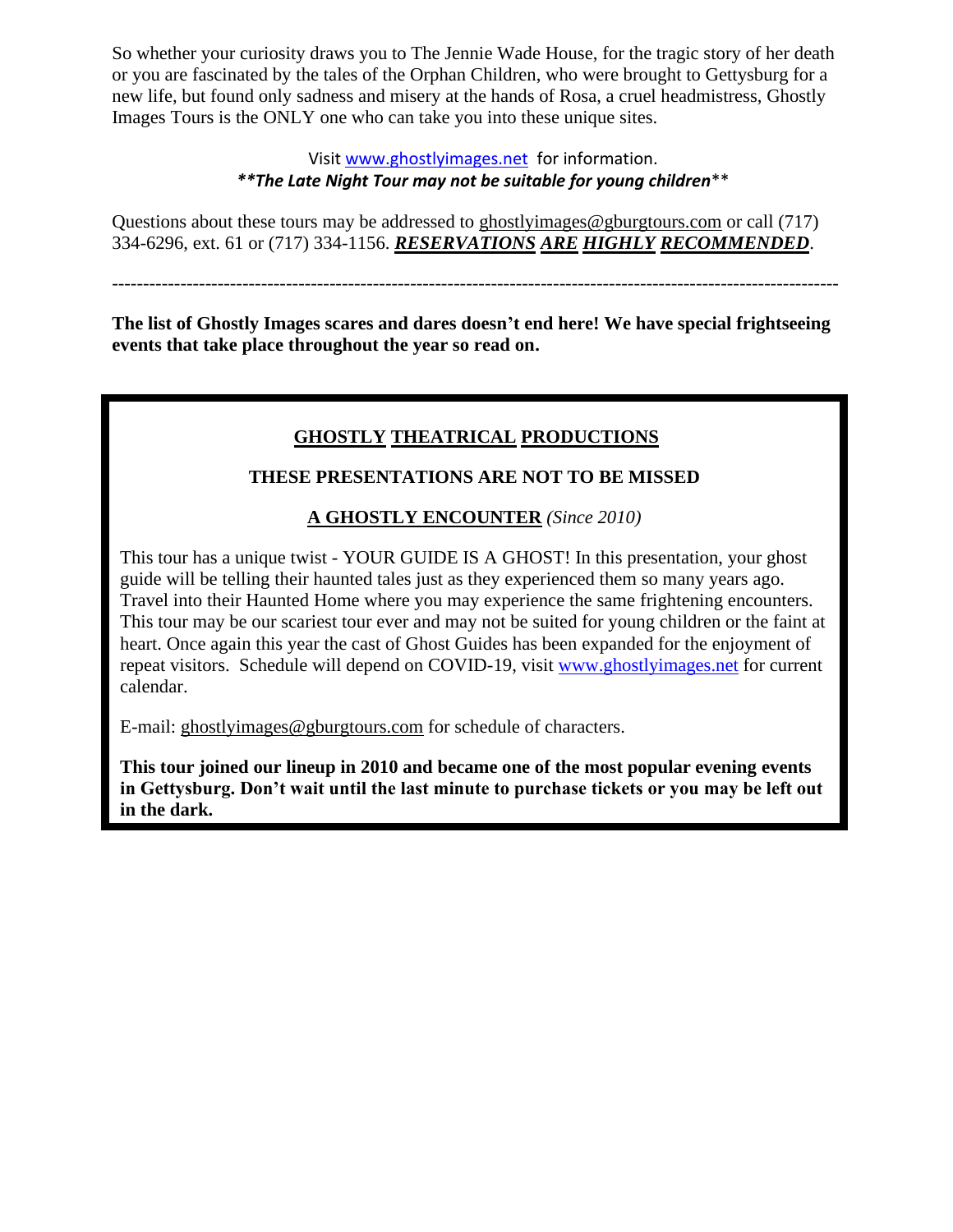So whether your curiosity draws you to The Jennie Wade House, for the tragic story of her death or you are fascinated by the tales of the Orphan Children, who were brought to Gettysburg for a new life, but found only sadness and misery at the hands of Rosa, a cruel headmistress, Ghostly Images Tours is the ONLY one who can take you into these unique sites.

Visit www.ghostlyimages.net for information.
***\*The Late Night Tour may not be suitable for young children*\*\***

Questions about these tours may be addressed to ghostlyimages@gburgtours.com or call (717) 334-6296, ext. 61 or (717) 334-1156. ***RESERVATIONS ARE HIGHLY RECOMMENDED***.

---

**The list of Ghostly Images scares and dares doesn't end here! We have special frightseeing events that take place throughout the year so read on.**

## GHOSTLY THEATRICAL PRODUCTIONS

**THESE PRESENTATIONS ARE NOT TO BE MISSED**

### A GHOSTLY ENCOUNTER *(Since 2010)*

This tour has a unique twist - YOUR GUIDE IS A GHOST! In this presentation, your ghost guide will be telling their haunted tales just as they experienced them so many years ago. Travel into their Haunted Home where you may experience the same frightening encounters. This tour may be our scariest tour ever and may not be suited for young children or the faint at heart. Once again this year the cast of Ghost Guides has been expanded for the enjoyment of repeat visitors. Schedule will depend on COVID-19, visit www.ghostlyimages.net for current calendar.

E-mail: ghostlyimages@gburgtours.com for schedule of characters.

**This tour joined our lineup in 2010 and became one of the most popular evening events in Gettysburg. Don't wait until the last minute to purchase tickets or you may be left out in the dark.**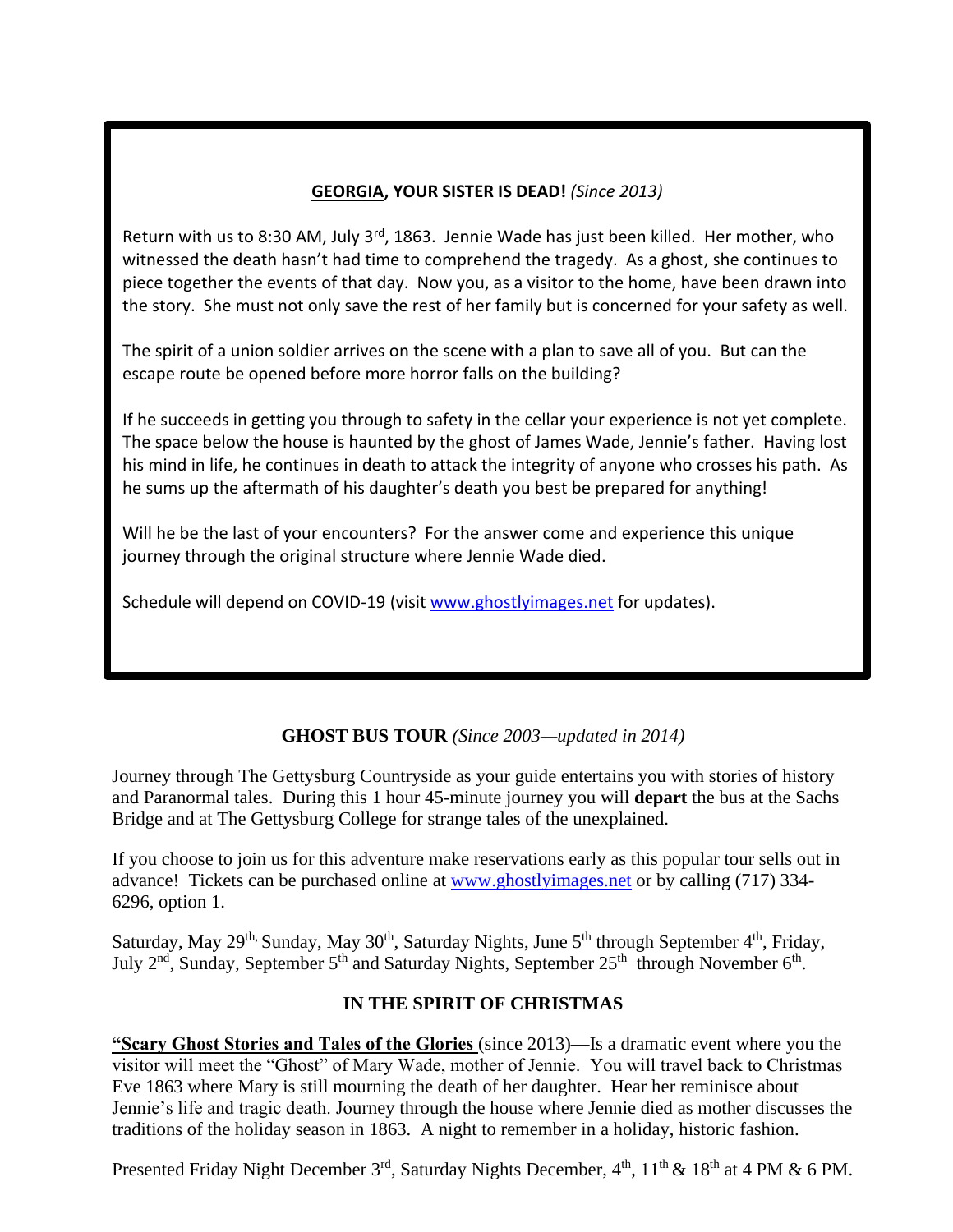### <u>GEORGIA</u>, YOUR SISTER IS DEAD! *(Since 2013)*

Return with us to 8:30 AM, July 3rd, 1863. Jennie Wade has just been killed. Her mother, who witnessed the death hasn't had time to comprehend the tragedy. As a ghost, she continues to piece together the events of that day. Now you, as a visitor to the home, have been drawn into the story. She must not only save the rest of her family but is concerned for your safety as well.

The spirit of a union soldier arrives on the scene with a plan to save all of you. But can the escape route be opened before more horror falls on the building?

If he succeeds in getting you through to safety in the cellar your experience is not yet complete. The space below the house is haunted by the ghost of James Wade, Jennie's father. Having lost his mind in life, he continues in death to attack the integrity of anyone who crosses his path. As he sums up the aftermath of his daughter's death you best be prepared for anything!

Will he be the last of your encounters? For the answer come and experience this unique journey through the original structure where Jennie Wade died.

Schedule will depend on COVID-19 (visit [www.ghostlyimages.net](http://www.ghostlyimages.net) for updates).

### GHOST BUS TOUR *(Since 2003—updated in 2014)*

Journey through The Gettysburg Countryside as your guide entertains you with stories of history and Paranormal tales. During this 1 hour 45-minute journey you will **depart** the bus at the Sachs Bridge and at The Gettysburg College for strange tales of the unexplained.

If you choose to join us for this adventure make reservations early as this popular tour sells out in advance! Tickets can be purchased online at [www.ghostlyimages.net](http://www.ghostlyimages.net) or by calling (717) 334-6296, option 1.

Saturday, May 29th, Sunday, May 30th, Saturday Nights, June 5th through September 4th, Friday, July 2nd, Sunday, September 5th and Saturday Nights, September 25th through November 6th.

### IN THE SPIRIT OF CHRISTMAS

**<u>"Scary Ghost Stories and Tales of the Glories</u>** (since 2013)**—**Is a dramatic event where you the visitor will meet the "Ghost" of Mary Wade, mother of Jennie. You will travel back to Christmas Eve 1863 where Mary is still mourning the death of her daughter. Hear her reminisce about Jennie's life and tragic death. Journey through the house where Jennie died as mother discusses the traditions of the holiday season in 1863. A night to remember in a holiday, historic fashion.

Presented Friday Night December 3rd, Saturday Nights December, 4th, 11th & 18th at 4 PM & 6 PM.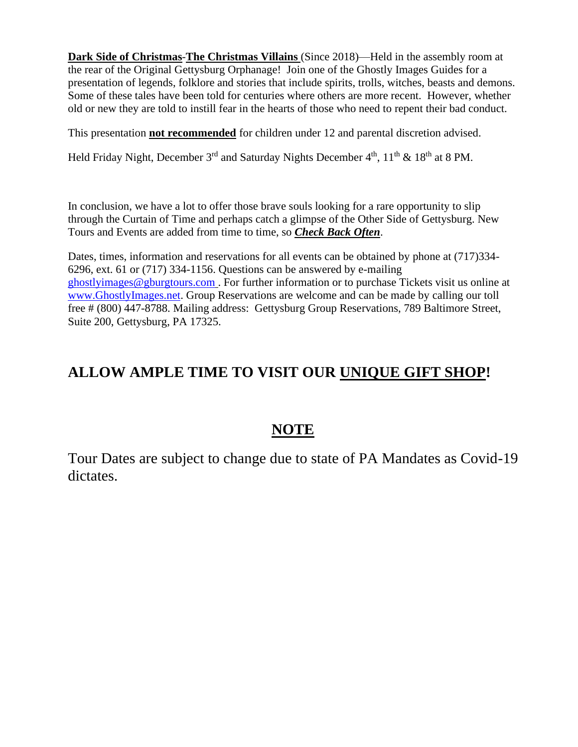**Dark Side of Christmas-The Christmas Villains** (Since 2018)—Held in the assembly room at the rear of the Original Gettysburg Orphanage! Join one of the Ghostly Images Guides for a presentation of legends, folklore and stories that include spirits, trolls, witches, beasts and demons. Some of these tales have been told for centuries where others are more recent. However, whether old or new they are told to instill fear in the hearts of those who need to repent their bad conduct.

This presentation **not recommended** for children under 12 and parental discretion advised.

Held Friday Night, December 3rd and Saturday Nights December 4th, 11th & 18th at 8 PM.

In conclusion, we have a lot to offer those brave souls looking for a rare opportunity to slip through the Curtain of Time and perhaps catch a glimpse of the Other Side of Gettysburg. New Tours and Events are added from time to time, so ***Check Back Often***.

Dates, times, information and reservations for all events can be obtained by phone at (717)334-6296, ext. 61 or (717) 334-1156. Questions can be answered by e-mailing ghostlyimages@gburgtours.com . For further information or to purchase Tickets visit us online at www.GhostlyImages.net. Group Reservations are welcome and can be made by calling our toll free # (800) 447-8788. Mailing address: Gettysburg Group Reservations, 789 Baltimore Street, Suite 200, Gettysburg, PA 17325.

## ALLOW AMPLE TIME TO VISIT OUR UNIQUE GIFT SHOP!

## NOTE

Tour Dates are subject to change due to state of PA Mandates as Covid-19 dictates.